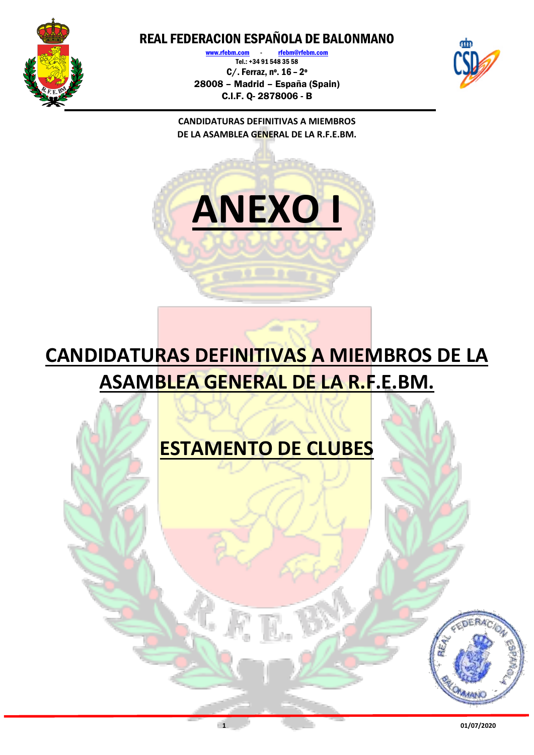# REAL FEDERACION ESPAÑOLA DE BALONMANO

www.rfebm.com - rfebm@rfebm.com
Tel.: +34 91 548 35 58
C/. Ferraz, nº. 16 – 2º
28008 – Madrid – España (Spain)
C.I.F. Q- 2878006 - B

**CANDIDATURAS DEFINITIVAS A MIEMBROS DE LA ASAMBLEA GENERAL DE LA R.F.E.BM.**

# ANEXO I

## CANDIDATURAS DEFINITIVAS A MIEMBROS DE LA ASAMBLEA GENERAL DE LA R.F.E.BM.

## ESTAMENTO DE CLUBES

01/07/2020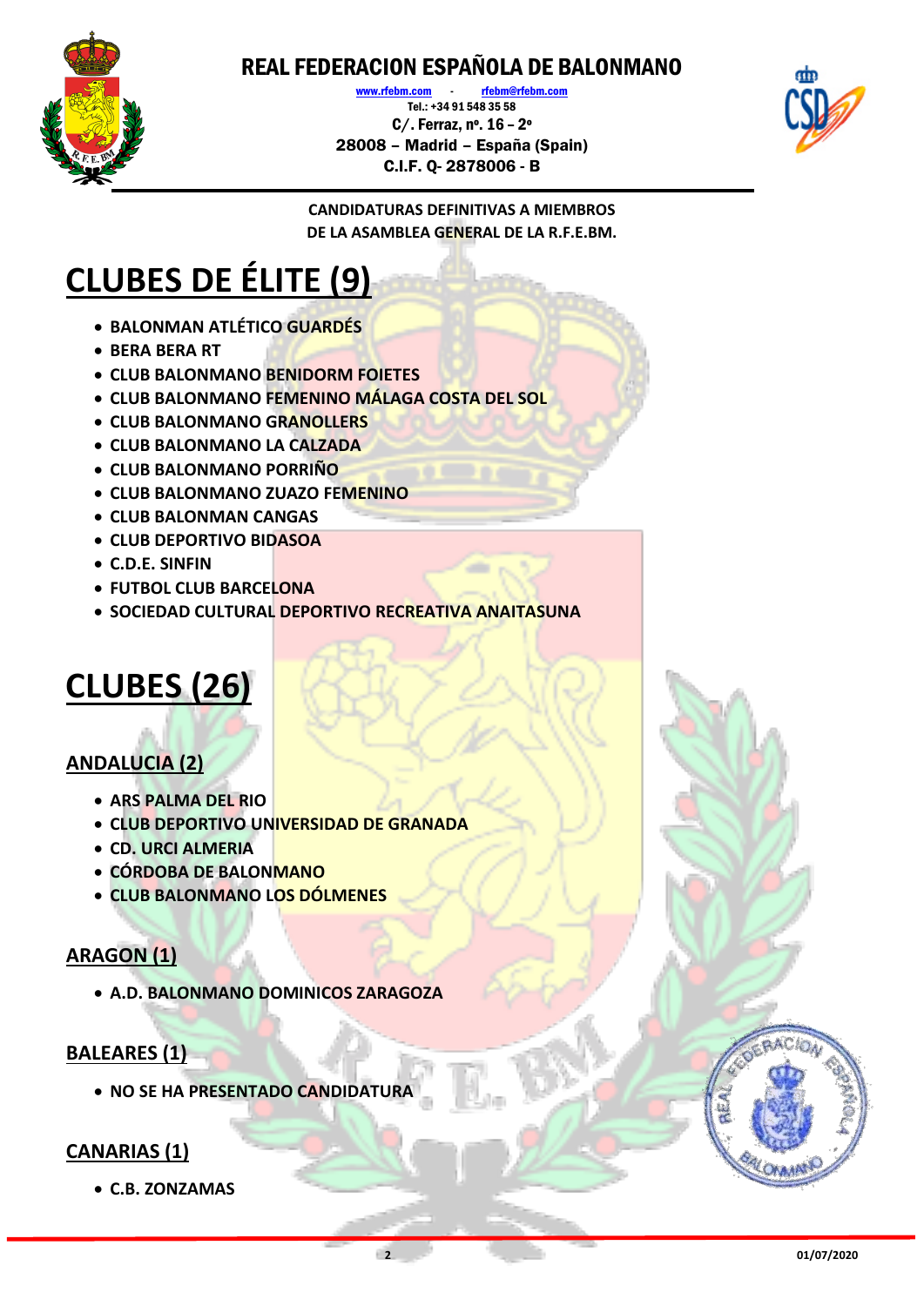# REAL FEDERACION ESPAÑOLA DE BALONMANO

www.rfebm.com - rfebm@rfebm.com

Tel.: +34 91 548 35 58

C/. Ferraz, nº. 16 – 2º

28008 – Madrid – España (Spain)

C.I.F. Q- 2878006 - B

**CANDIDATURAS DEFINITIVAS A MIEMBROS DE LA ASAMBLEA GENERAL DE LA R.F.E.BM.**

# CLUBES DE ÉLITE (9)

- BALONMAN ATLÉTICO GUARDÉS
- BERA BERA RT
- CLUB BALONMANO BENIDORM FOIETES
- CLUB BALONMANO FEMENINO MÁLAGA COSTA DEL SOL
- CLUB BALONMANO GRANOLLERS
- CLUB BALONMANO LA CALZADA
- CLUB BALONMANO PORRIÑO
- CLUB BALONMANO ZUAZO FEMENINO
- CLUB BALONMAN CANGAS
- CLUB DEPORTIVO BIDASOA
- C.D.E. SINFIN
- FUTBOL CLUB BARCELONA
- SOCIEDAD CULTURAL DEPORTIVO RECREATIVA ANAITASUNA

# CLUBES (26)

## ANDALUCIA (2)

- ARS PALMA DEL RIO
- CLUB DEPORTIVO UNIVERSIDAD DE GRANADA
- CD. URCI ALMERIA
- CÓRDOBA DE BALONMANO
- CLUB BALONMANO LOS DÓLMENES

## ARAGON (1)

- A.D. BALONMANO DOMINICOS ZARAGOZA

## BALEARES (1)

- NO SE HA PRESENTADO CANDIDATURA

## CANARIAS (1)

- C.B. ZONZAMAS

01/07/2020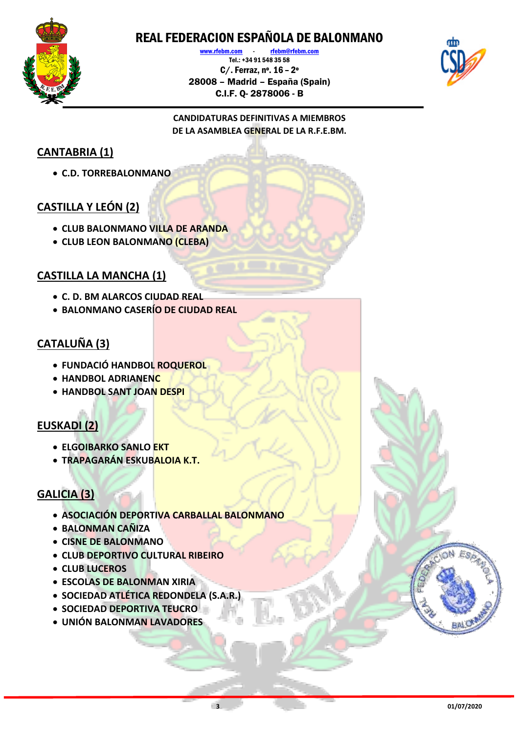# REAL FEDERACION ESPAÑOLA DE BALONMANO

www.rfebm.com - rfebm@rfebm.com
Tel.: +34 91 548 35 58
C/. Ferraz, nº. 16 – 2º
28008 – Madrid – España (Spain)
C.I.F. Q- 2878006 - B

**CANDIDATURAS DEFINITIVAS A MIEMBROS DE LA ASAMBLEA GENERAL DE LA R.F.E.BM.**

## CANTABRIA (1)

- **C.D. TORREBALONMANO**

## CASTILLA Y LEÓN (2)

- **CLUB BALONMANO VILLA DE ARANDA**
- **CLUB LEON BALONMANO (CLEBA)**

## CASTILLA LA MANCHA (1)

- **C. D. BM ALARCOS CIUDAD REAL**
- **BALONMANO CASERÍO DE CIUDAD REAL**

## CATALUÑA (3)

- **FUNDACIÓ HANDBOL ROQUEROL**
- **HANDBOL ADRIANENC**
- **HANDBOL SANT JOAN DESPI**

## EUSKADI (2)

- **ELGOIBARKO SANLO EKT**
- **TRAPAGARÁN ESKUBALOIA K.T.**

## GALICIA (3)

- **ASOCIACIÓN DEPORTIVA CARBALLAL BALONMANO**
- **BALONMAN CAÑIZA**
- **CISNE DE BALONMANO**
- **CLUB DEPORTIVO CULTURAL RIBEIRO**
- **CLUB LUCEROS**
- **ESCOLAS DE BALONMAN XIRIA**
- **SOCIEDAD ATLÉTICA REDONDELA (S.A.R.)**
- **SOCIEDAD DEPORTIVA TEUCRO**
- **UNIÓN BALONMAN LAVADORES**

01/07/2020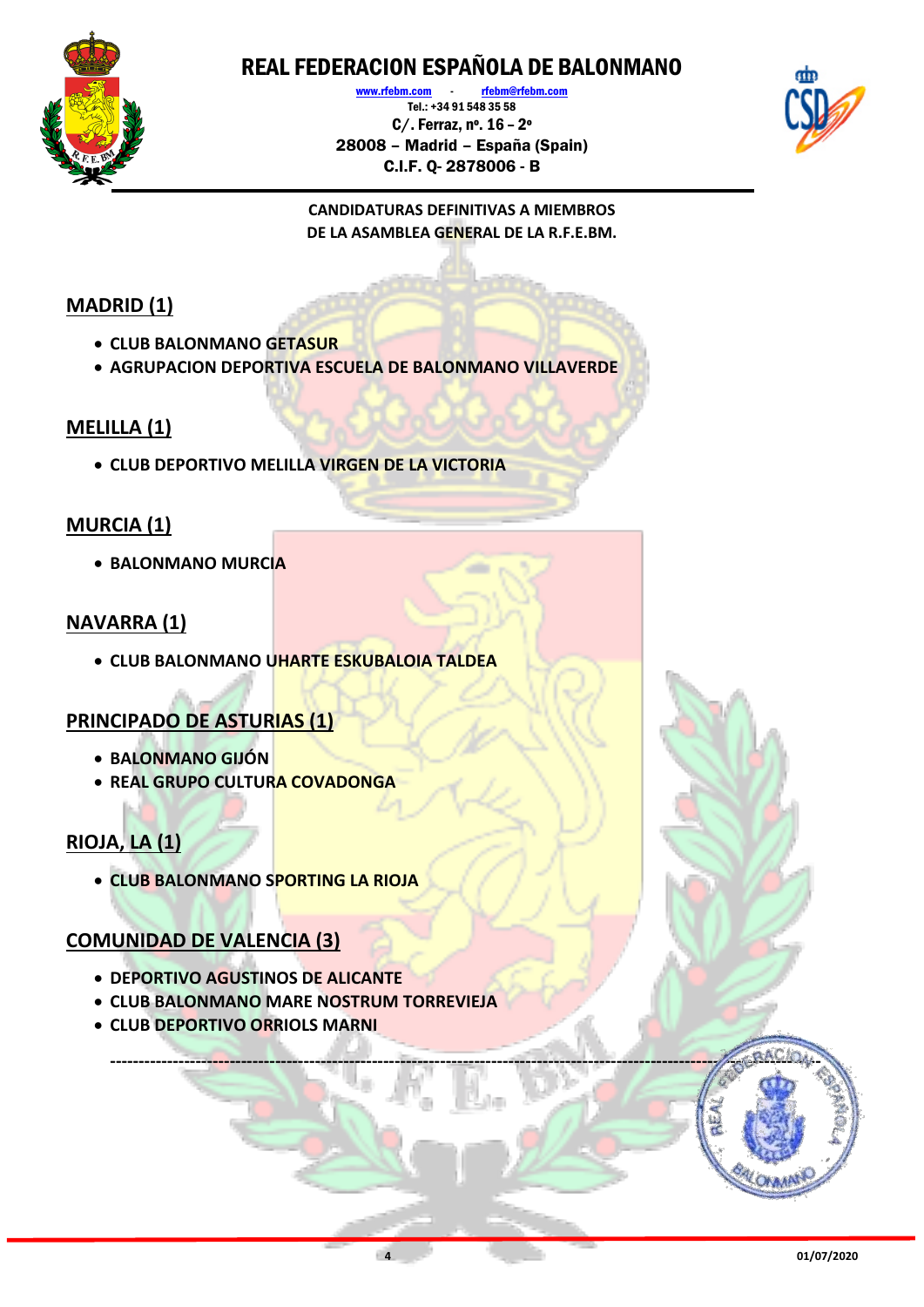# REAL FEDERACION ESPAÑOLA DE BALONMANO

www.rfebm.com - rfebm@rfebm.com
Tel.: +34 91 548 35 58
C/. Ferraz, nº. 16 – 2º
28008 – Madrid – España (Spain)
C.I.F. Q- 2878006 - B

**CANDIDATURAS DEFINITIVAS A MIEMBROS DE LA ASAMBLEA GENERAL DE LA R.F.E.BM.**

## MADRID (1)

- CLUB BALONMANO GETASUR
- AGRUPACION DEPORTIVA ESCUELA DE BALONMANO VILLAVERDE

## MELILLA (1)

- CLUB DEPORTIVO MELILLA VIRGEN DE LA VICTORIA

## MURCIA (1)

- BALONMANO MURCIA

## NAVARRA (1)

- CLUB BALONMANO UHARTE ESKUBALOIA TALDEA

## PRINCIPADO DE ASTURIAS (1)

- BALONMANO GIJÓN
- REAL GRUPO CULTURA COVADONGA

## RIOJA, LA (1)

- CLUB BALONMANO SPORTING LA RIOJA

## COMUNIDAD DE VALENCIA (3)

- DEPORTIVO AGUSTINOS DE ALICANTE
- CLUB BALONMANO MARE NOSTRUM TORREVIEJA
- CLUB DEPORTIVO ORRIOLS MARNI

---

01/07/2020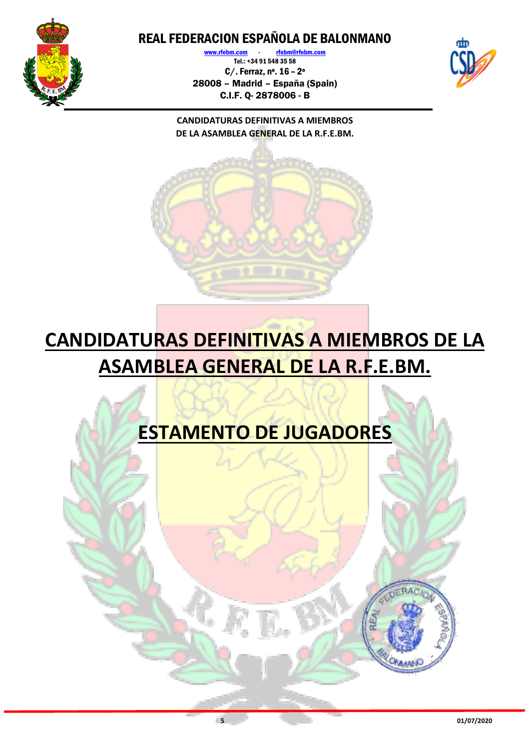# CANDIDATURAS DEFINITIVAS A MIEMBROS DE LA ASAMBLEA GENERAL DE LA R.F.E.BM.

## ESTAMENTO DE JUGADORES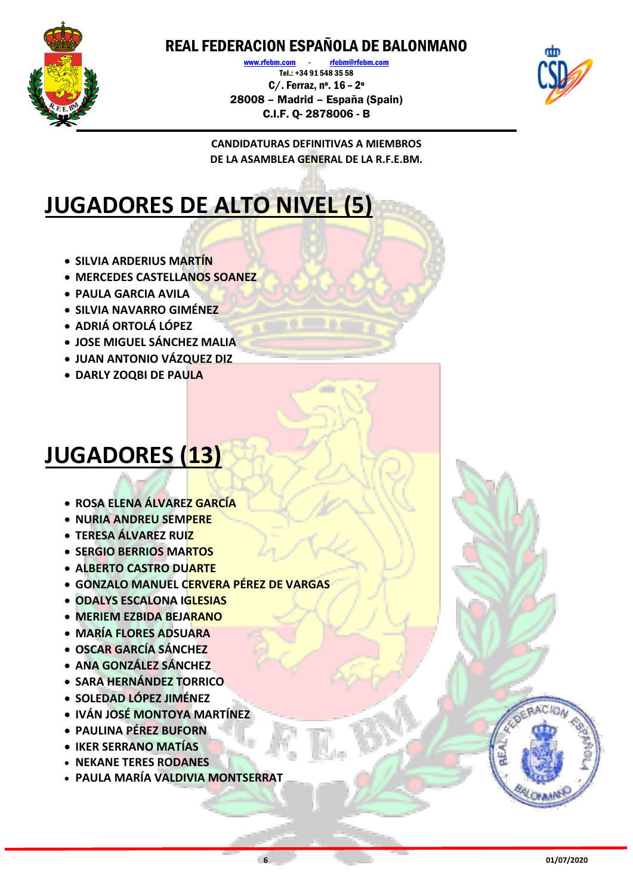CANDIDATURAS DEFINITIVAS A MIEMBROS DE LA ASAMBLEA GENERAL DE LA R.F.E.BM.

# JUGADORES DE ALTO NIVEL (5)

- SILVIA ARDERIUS MARTÍN
- MERCEDES CASTELLANOS SOANEZ
- PAULA GARCIA AVILA
- SILVIA NAVARRO GIMÉNEZ
- ADRIÁ ORTOLÁ LÓPEZ
- JOSE MIGUEL SÁNCHEZ MALIA
- JUAN ANTONIO VÁZQUEZ DIZ
- DARLY ZOQBI DE PAULA

# JUGADORES (13)

- ROSA ELENA ÁLVAREZ GARCÍA
- NURIA ANDREU SEMPERE
- TERESA ÁLVAREZ RUIZ
- SERGIO BERRIOS MARTOS
- ALBERTO CASTRO DUARTE
- GONZALO MANUEL CERVERA PÉREZ DE VARGAS
- ODALYS ESCALONA IGLESIAS
- MERIEM EZBIDA BEJARANO
- MARÍA FLORES ADSUARA
- OSCAR GARCÍA SÁNCHEZ
- ANA GONZÁLEZ SÁNCHEZ
- SARA HERNÁNDEZ TORRICO
- SOLEDAD LÓPEZ JIMÉNEZ
- IVÁN JOSÉ MONTOYA MARTÍNEZ
- PAULINA PÉREZ BUFORN
- IKER SERRANO MATÍAS
- NEKANE TERES RODANES
- PAULA MARÍA VALDIVIA MONTSERRAT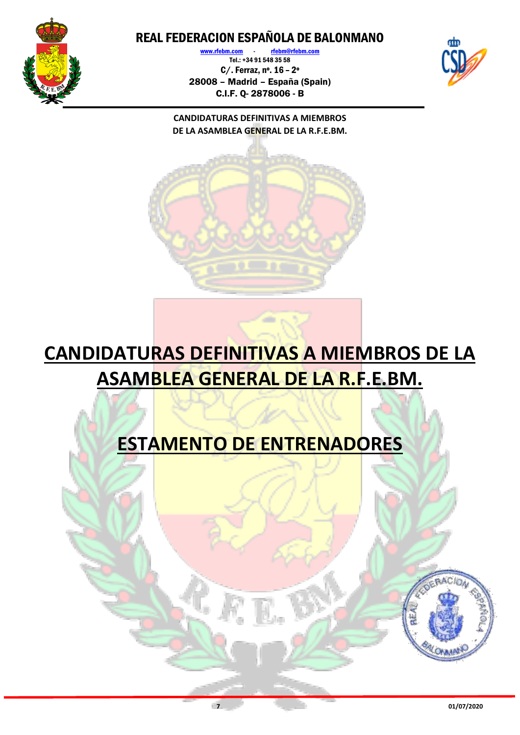# CANDIDATURAS DEFINITIVAS A MIEMBROS DE LA ASAMBLEA GENERAL DE LA R.F.E.BM.

## ESTAMENTO DE ENTRENADORES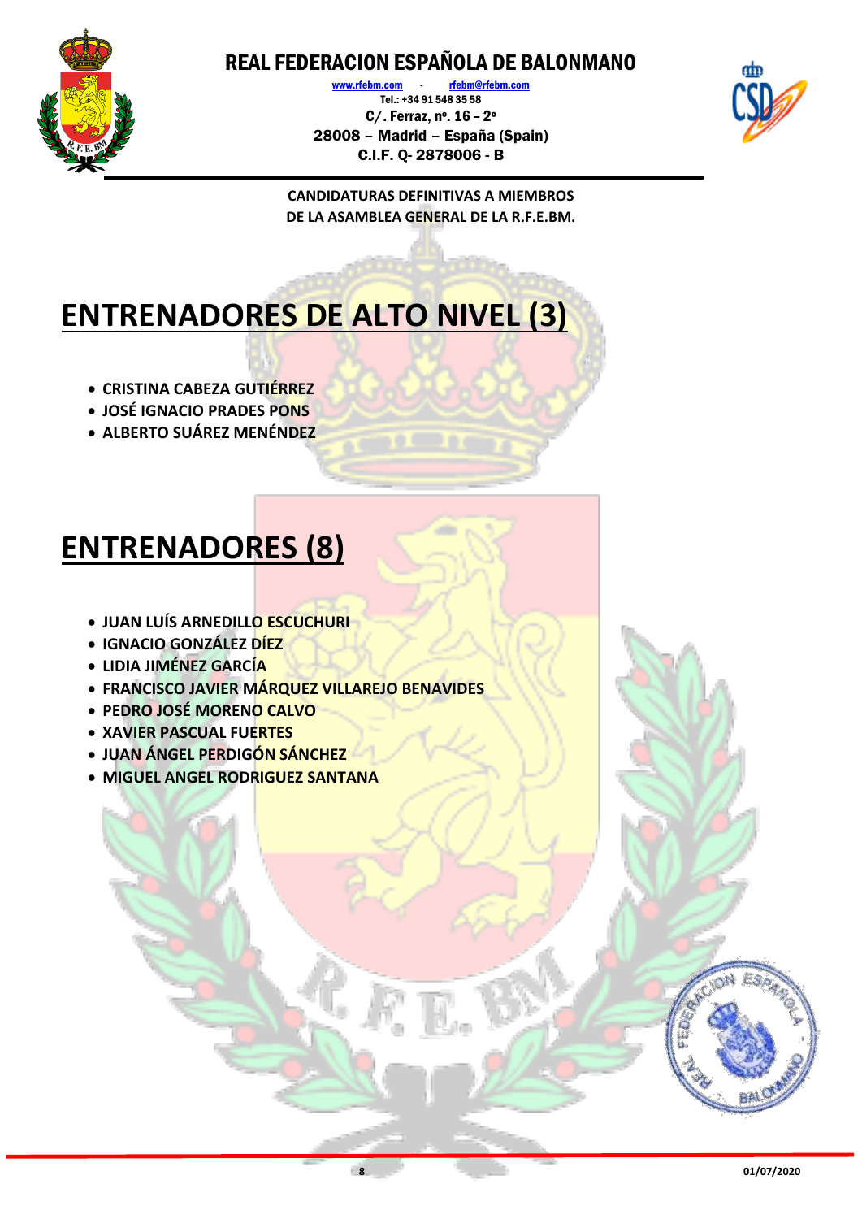CANDIDATURAS DEFINITIVAS A MIEMBROS DE LA ASAMBLEA GENERAL DE LA R.F.E.BM.

# ENTRENADORES DE ALTO NIVEL (3)

- CRISTINA CABEZA GUTIÉRREZ
- JOSÉ IGNACIO PRADES PONS
- ALBERTO SUÁREZ MENÉNDEZ

# ENTRENADORES (8)

- JUAN LUÍS ARNEDILLO ESCUCHURI
- IGNACIO GONZÁLEZ DÍEZ
- LIDIA JIMÉNEZ GARCÍA
- FRANCISCO JAVIER MÁRQUEZ VILLAREJO BENAVIDES
- PEDRO JOSÉ MORENO CALVO
- XAVIER PASCUAL FUERTES
- JUAN ÁNGEL PERDIGÓN SÁNCHEZ
- MIGUEL ANGEL RODRIGUEZ SANTANA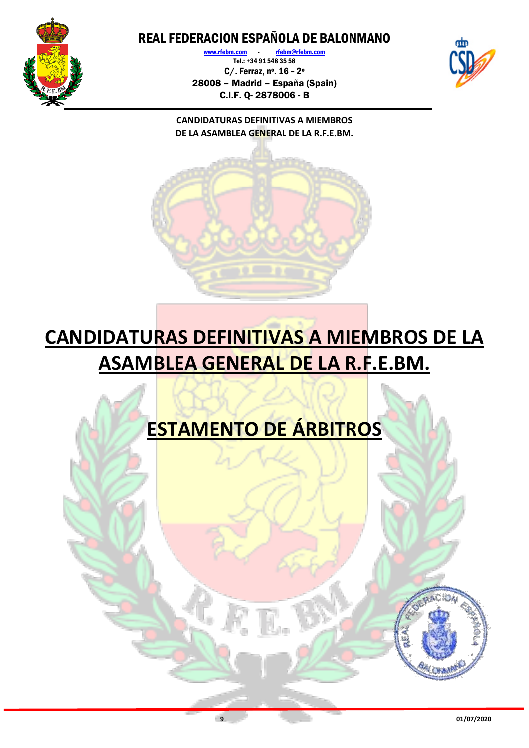# CANDIDATURAS DEFINITIVAS A MIEMBROS DE LA ASAMBLEA GENERAL DE LA R.F.E.BM.

## ESTAMENTO DE ÁRBITROS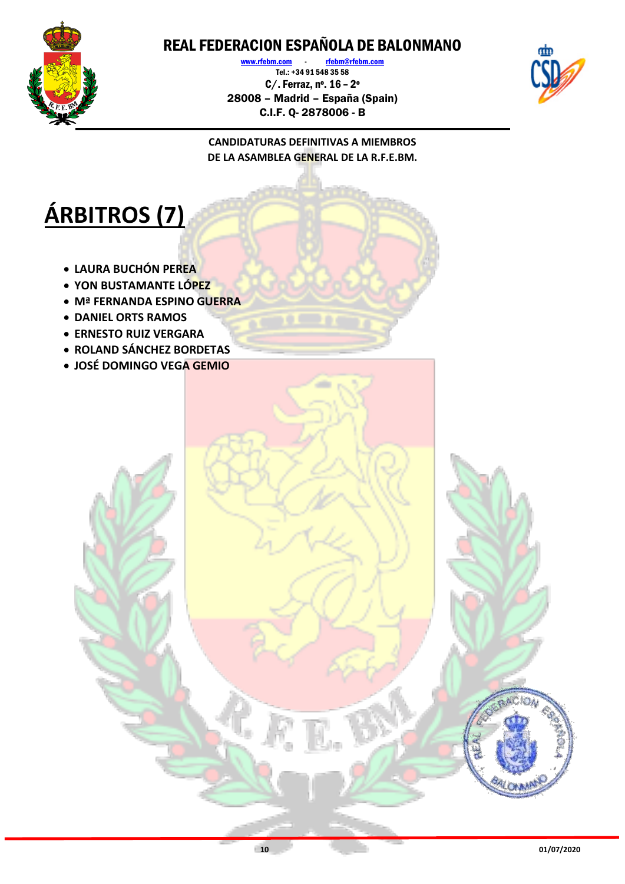# REAL FEDERACION ESPAÑOLA DE BALONMANO

www.rfebm.com - rfebm@rfebm.com
Tel.: +34 91 548 35 58
C/. Ferraz, nº. 16 – 2º
28008 – Madrid – España (Spain)
C.I.F. Q- 2878006 - B

**CANDIDATURAS DEFINITIVAS A MIEMBROS DE LA ASAMBLEA GENERAL DE LA R.F.E.BM.**

## ÁRBITROS (7)

- **LAURA BUCHÓN PEREA**
- **YON BUSTAMANTE LÓPEZ**
- **Mª FERNANDA ESPINO GUERRA**
- **DANIEL ORTS RAMOS**
- **ERNESTO RUIZ VERGARA**
- **ROLAND SÁNCHEZ BORDETAS**
- **JOSÉ DOMINGO VEGA GEMIO**

01/07/2020